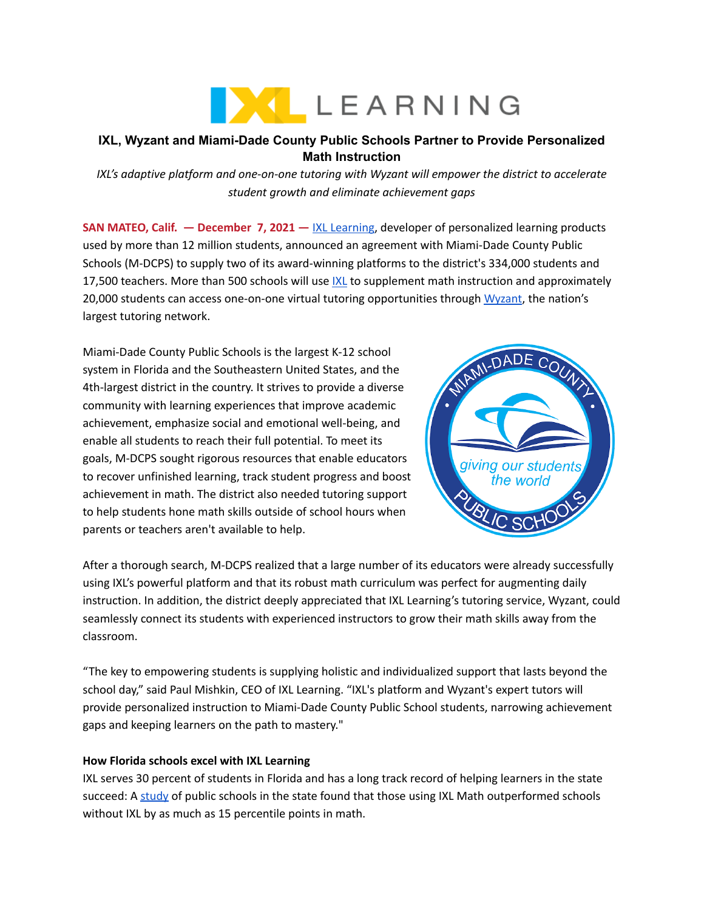# IXL, Wyzant and Miami-Dade County Public Schools Partner to Provide Personalized Math Instruction

*IXL's adaptive platform and one-on-one tutoring with Wyzant will empower the district to accelerate student growth and eliminate achievement gaps*

**SAN MATEO, Calif. — December 7, 2021 —** IXL Learning, developer of personalized learning products used by more than 12 million students, announced an agreement with Miami-Dade County Public Schools (M-DCPS) to supply two of its award-winning platforms to the district's 334,000 students and 17,500 teachers. More than 500 schools will use IXL to supplement math instruction and approximately 20,000 students can access one-on-one virtual tutoring opportunities through Wyzant, the nation's largest tutoring network.

Miami-Dade County Public Schools is the largest K-12 school system in Florida and the Southeastern United States, and the 4th-largest district in the country. It strives to provide a diverse community with learning experiences that improve academic achievement, emphasize social and emotional well-being, and enable all students to reach their full potential. To meet its goals, M-DCPS sought rigorous resources that enable educators to recover unfinished learning, track student progress and boost achievement in math. The district also needed tutoring support to help students hone math skills outside of school hours when parents or teachers aren't available to help.

After a thorough search, M-DCPS realized that a large number of its educators were already successfully using IXL's powerful platform and that its robust math curriculum was perfect for augmenting daily instruction. In addition, the district deeply appreciated that IXL Learning's tutoring service, Wyzant, could seamlessly connect its students with experienced instructors to grow their math skills away from the classroom.

"The key to empowering students is supplying holistic and individualized support that lasts beyond the school day," said Paul Mishkin, CEO of IXL Learning. "IXL's platform and Wyzant's expert tutors will provide personalized instruction to Miami-Dade County Public School students, narrowing achievement gaps and keeping learners on the path to mastery."

**How Florida schools excel with IXL Learning**

IXL serves 30 percent of students in Florida and has a long track record of helping learners in the state succeed: A study of public schools in the state found that those using IXL Math outperformed schools without IXL by as much as 15 percentile points in math.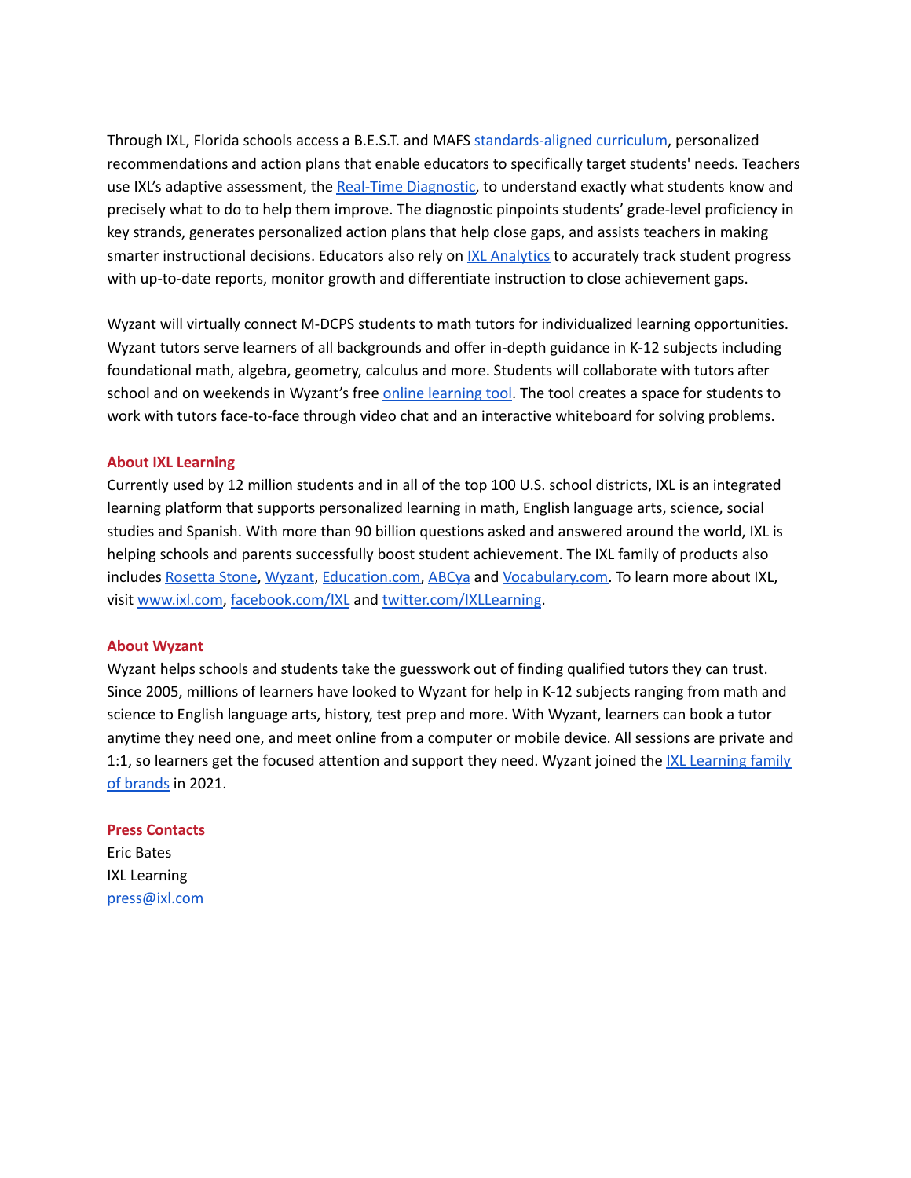Through IXL, Florida schools access a B.E.S.T. and MAFS standards-aligned curriculum, personalized recommendations and action plans that enable educators to specifically target students' needs. Teachers use IXL's adaptive assessment, the Real-Time Diagnostic, to understand exactly what students know and precisely what to do to help them improve. The diagnostic pinpoints students' grade-level proficiency in key strands, generates personalized action plans that help close gaps, and assists teachers in making smarter instructional decisions. Educators also rely on IXL Analytics to accurately track student progress with up-to-date reports, monitor growth and differentiate instruction to close achievement gaps.

Wyzant will virtually connect M-DCPS students to math tutors for individualized learning opportunities. Wyzant tutors serve learners of all backgrounds and offer in-depth guidance in K-12 subjects including foundational math, algebra, geometry, calculus and more. Students will collaborate with tutors after school and on weekends in Wyzant's free online learning tool. The tool creates a space for students to work with tutors face-to-face through video chat and an interactive whiteboard for solving problems.

## About IXL Learning

Currently used by 12 million students and in all of the top 100 U.S. school districts, IXL is an integrated learning platform that supports personalized learning in math, English language arts, science, social studies and Spanish. With more than 90 billion questions asked and answered around the world, IXL is helping schools and parents successfully boost student achievement. The IXL family of products also includes Rosetta Stone, Wyzant, Education.com, ABCya and Vocabulary.com. To learn more about IXL, visit www.ixl.com, facebook.com/IXL and twitter.com/IXLLearning.

## About Wyzant

Wyzant helps schools and students take the guesswork out of finding qualified tutors they can trust. Since 2005, millions of learners have looked to Wyzant for help in K-12 subjects ranging from math and science to English language arts, history, test prep and more. With Wyzant, learners can book a tutor anytime they need one, and meet online from a computer or mobile device. All sessions are private and 1:1, so learners get the focused attention and support they need. Wyzant joined the IXL Learning family of brands in 2021.

## Press Contacts

Eric Bates
IXL Learning
press@ixl.com